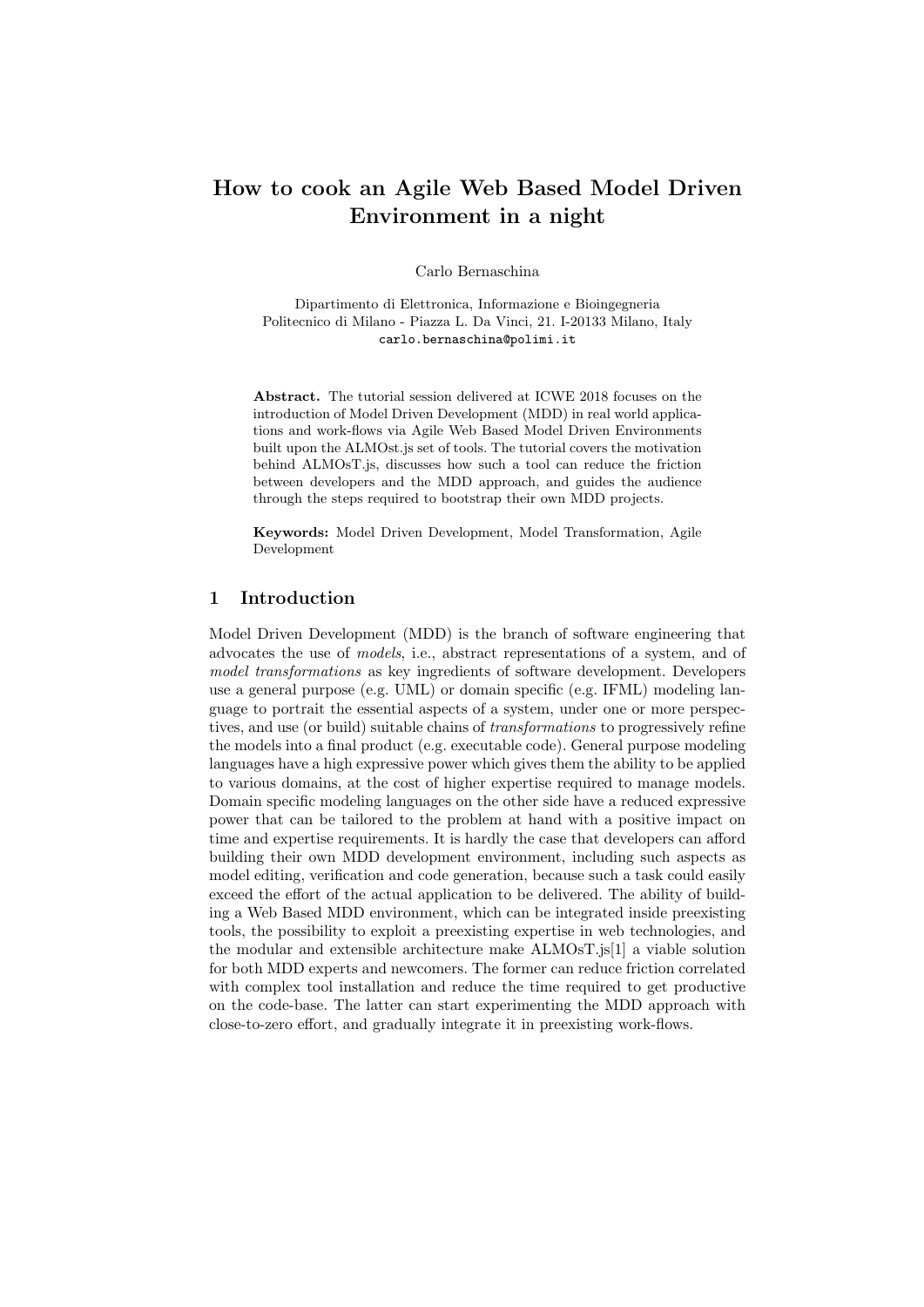# How to cook an Agile Web Based Model Driven Environment in a night

Carlo Bernaschina

Dipartimento di Elettronica, Informazione e Bioingegneria
Politecnico di Milano - Piazza L. Da Vinci, 21. I-20133 Milano, Italy
carlo.bernaschina@polimi.it

**Abstract.** The tutorial session delivered at ICWE 2018 focuses on the introduction of Model Driven Development (MDD) in real world applications and work-flows via Agile Web Based Model Driven Environments built upon the ALMOst.js set of tools. The tutorial covers the motivation behind ALMOsT.js, discusses how such a tool can reduce the friction between developers and the MDD approach, and guides the audience through the steps required to bootstrap their own MDD projects.

**Keywords:** Model Driven Development, Model Transformation, Agile Development

## 1 Introduction

Model Driven Development (MDD) is the branch of software engineering that advocates the use of *models*, i.e., abstract representations of a system, and of *model transformations* as key ingredients of software development. Developers use a general purpose (e.g. UML) or domain specific (e.g. IFML) modeling language to portrait the essential aspects of a system, under one or more perspectives, and use (or build) suitable chains of *transformations* to progressively refine the models into a final product (e.g. executable code). General purpose modeling languages have a high expressive power which gives them the ability to be applied to various domains, at the cost of higher expertise required to manage models. Domain specific modeling languages on the other side have a reduced expressive power that can be tailored to the problem at hand with a positive impact on time and expertise requirements. It is hardly the case that developers can afford building their own MDD development environment, including such aspects as model editing, verification and code generation, because such a task could easily exceed the effort of the actual application to be delivered. The ability of building a Web Based MDD environment, which can be integrated inside preexisting tools, the possibility to exploit a preexisting expertise in web technologies, and the modular and extensible architecture make ALMOsT.js[1] a viable solution for both MDD experts and newcomers. The former can reduce friction correlated with complex tool installation and reduce the time required to get productive on the code-base. The latter can start experimenting the MDD approach with close-to-zero effort, and gradually integrate it in preexisting work-flows.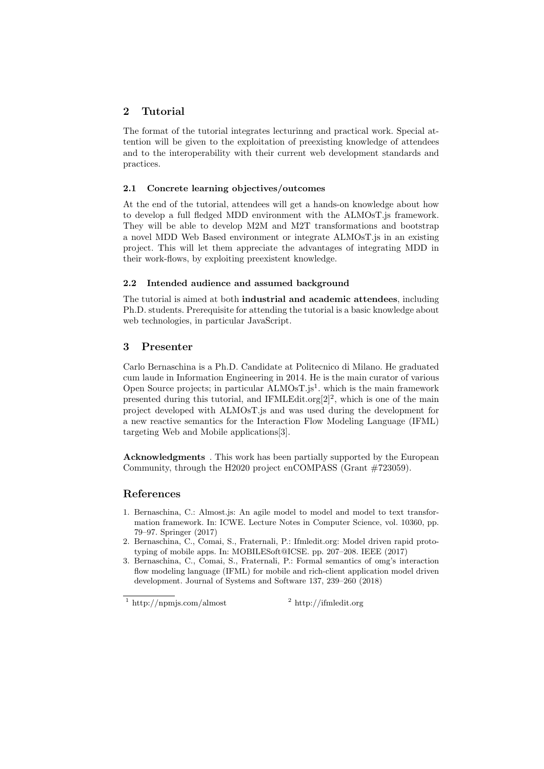## 2 Tutorial

The format of the tutorial integrates lecturinng and practical work. Special attention will be given to the exploitation of preexisting knowledge of attendees and to the interoperability with their current web development standards and practices.

### 2.1 Concrete learning objectives/outcomes

At the end of the tutorial, attendees will get a hands-on knowledge about how to develop a full fledged MDD environment with the ALMOsT.js framework. They will be able to develop M2M and M2T transformations and bootstrap a novel MDD Web Based environment or integrate ALMOsT.js in an existing project. This will let them appreciate the advantages of integrating MDD in their work-flows, by exploiting preexistent knowledge.

### 2.2 Intended audience and assumed background

The tutorial is aimed at both **industrial and academic attendees**, including Ph.D. students. Prerequisite for attending the tutorial is a basic knowledge about web technologies, in particular JavaScript.

## 3 Presenter

Carlo Bernaschina is a Ph.D. Candidate at Politecnico di Milano. He graduated cum laude in Information Engineering in 2014. He is the main curator of various Open Source projects; in particular ALMOsT.js[1]. which is the main framework presented during this tutorial, and IFMLEdit.org[2][2], which is one of the main project developed with ALMOsT.js and was used during the development for a new reactive semantics for the Interaction Flow Modeling Language (IFML) targeting Web and Mobile applications[3].

**Acknowledgments** . This work has been partially supported by the European Community, through the H2020 project enCOMPASS (Grant #723059).

## References

1. Bernaschina, C.: Almost.js: An agile model to model and model to text transformation framework. In: ICWE. Lecture Notes in Computer Science, vol. 10360, pp. 79–97. Springer (2017)
2. Bernaschina, C., Comai, S., Fraternali, P.: Ifmledit.org: Model driven rapid prototyping of mobile apps. In: MOBILESoft@ICSE. pp. 207–208. IEEE (2017)
3. Bernaschina, C., Comai, S., Fraternali, P.: Formal semantics of omg's interaction flow modeling language (IFML) for mobile and rich-client application model driven development. Journal of Systems and Software 137, 239–260 (2018)

[1] http://npmjs.com/almost

[2] http://ifmledit.org